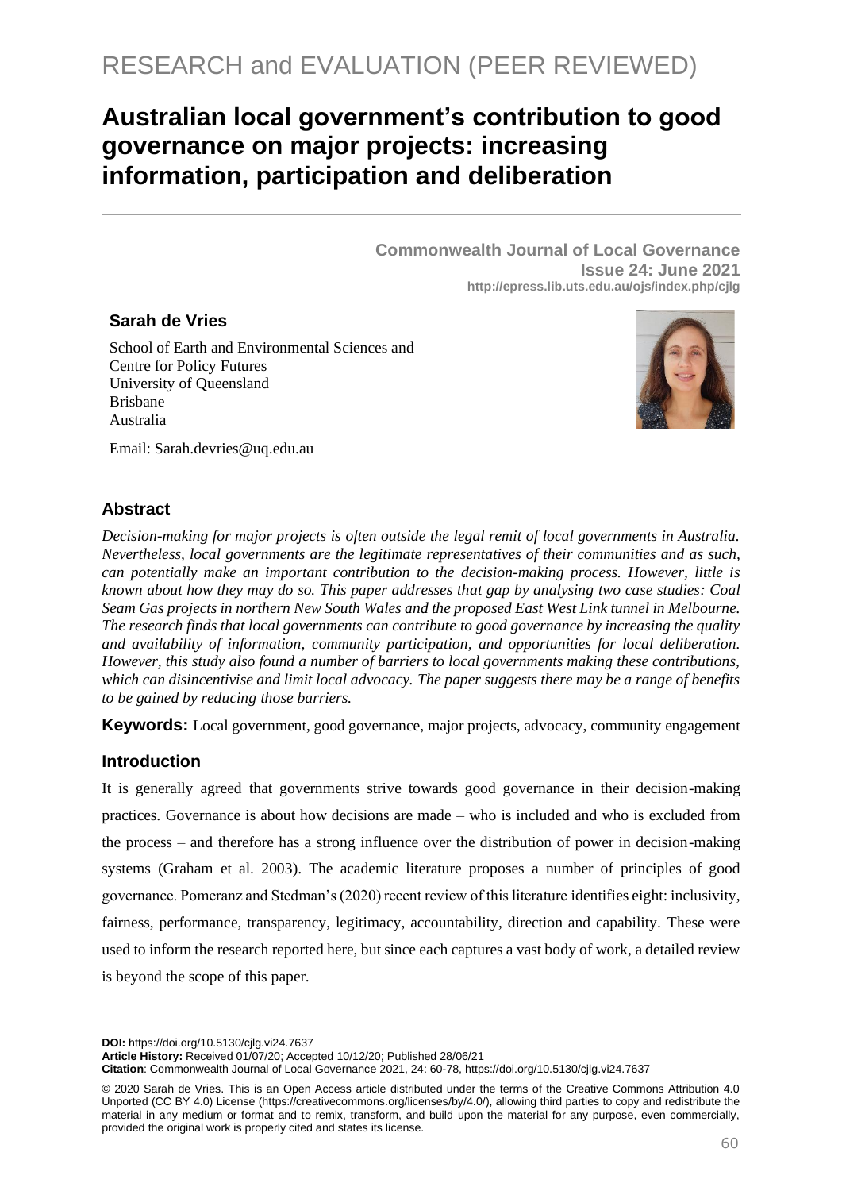RESEARCH and EVALUATION (PEER REVIEWED)

# Australian local government's contribution to good governance on major projects: increasing information, participation and deliberation

**Commonwealth Journal of Local Governance**
**Issue 24: June 2021**
**http://epress.lib.uts.edu.au/ojs/index.php/cjlg**

**Sarah de Vries**

School of Earth and Environmental Sciences and
Centre for Policy Futures
University of Queensland
Brisbane
Australia

Email: Sarah.devries@uq.edu.au

## Abstract

*Decision-making for major projects is often outside the legal remit of local governments in Australia. Nevertheless, local governments are the legitimate representatives of their communities and as such, can potentially make an important contribution to the decision-making process. However, little is known about how they may do so. This paper addresses that gap by analysing two case studies: Coal Seam Gas projects in northern New South Wales and the proposed East West Link tunnel in Melbourne. The research finds that local governments can contribute to good governance by increasing the quality and availability of information, community participation, and opportunities for local deliberation. However, this study also found a number of barriers to local governments making these contributions, which can disincentivise and limit local advocacy. The paper suggests there may be a range of benefits to be gained by reducing those barriers.*

**Keywords:** Local government, good governance, major projects, advocacy, community engagement

## Introduction

It is generally agreed that governments strive towards good governance in their decision-making practices. Governance is about how decisions are made – who is included and who is excluded from the process – and therefore has a strong influence over the distribution of power in decision-making systems (Graham et al. 2003). The academic literature proposes a number of principles of good governance. Pomeranz and Stedman's (2020) recent review of this literature identifies eight: inclusivity, fairness, performance, transparency, legitimacy, accountability, direction and capability. These were used to inform the research reported here, but since each captures a vast body of work, a detailed review is beyond the scope of this paper.

**DOI:** https://doi.org/10.5130/cjlg.vi24.7637
**Article History:** Received 01/07/20; Accepted 10/12/20; Published 28/06/21
**Citation**: Commonwealth Journal of Local Governance 2021, 24: 60-78, https://doi.org/10.5130/cjlg.vi24.7637

© 2020 Sarah de Vries. This is an Open Access article distributed under the terms of the Creative Commons Attribution 4.0 Unported (CC BY 4.0) License (https://creativecommons.org/licenses/by/4.0/), allowing third parties to copy and redistribute the material in any medium or format and to remix, transform, and build upon the material for any purpose, even commercially, provided the original work is properly cited and states its license.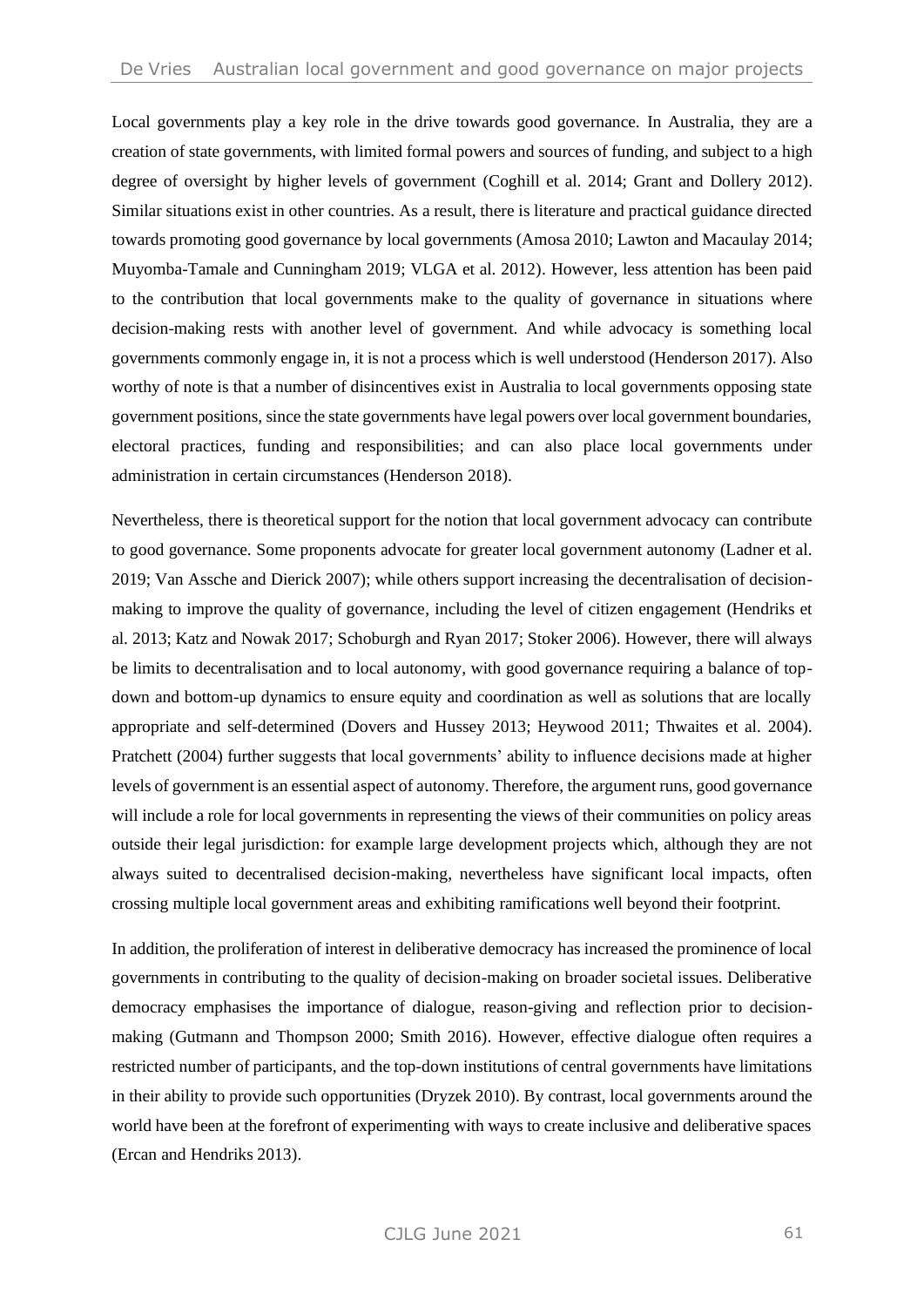Local governments play a key role in the drive towards good governance. In Australia, they are a creation of state governments, with limited formal powers and sources of funding, and subject to a high degree of oversight by higher levels of government (Coghill et al. 2014; Grant and Dollery 2012). Similar situations exist in other countries. As a result, there is literature and practical guidance directed towards promoting good governance by local governments (Amosa 2010; Lawton and Macaulay 2014; Muyomba-Tamale and Cunningham 2019; VLGA et al. 2012). However, less attention has been paid to the contribution that local governments make to the quality of governance in situations where decision-making rests with another level of government. And while advocacy is something local governments commonly engage in, it is not a process which is well understood (Henderson 2017). Also worthy of note is that a number of disincentives exist in Australia to local governments opposing state government positions, since the state governments have legal powers over local government boundaries, electoral practices, funding and responsibilities; and can also place local governments under administration in certain circumstances (Henderson 2018).

Nevertheless, there is theoretical support for the notion that local government advocacy can contribute to good governance. Some proponents advocate for greater local government autonomy (Ladner et al. 2019; Van Assche and Dierick 2007); while others support increasing the decentralisation of decision-making to improve the quality of governance, including the level of citizen engagement (Hendriks et al. 2013; Katz and Nowak 2017; Schoburgh and Ryan 2017; Stoker 2006). However, there will always be limits to decentralisation and to local autonomy, with good governance requiring a balance of top-down and bottom-up dynamics to ensure equity and coordination as well as solutions that are locally appropriate and self-determined (Dovers and Hussey 2013; Heywood 2011; Thwaites et al. 2004). Pratchett (2004) further suggests that local governments' ability to influence decisions made at higher levels of government is an essential aspect of autonomy. Therefore, the argument runs, good governance will include a role for local governments in representing the views of their communities on policy areas outside their legal jurisdiction: for example large development projects which, although they are not always suited to decentralised decision-making, nevertheless have significant local impacts, often crossing multiple local government areas and exhibiting ramifications well beyond their footprint.

In addition, the proliferation of interest in deliberative democracy has increased the prominence of local governments in contributing to the quality of decision-making on broader societal issues. Deliberative democracy emphasises the importance of dialogue, reason-giving and reflection prior to decision-making (Gutmann and Thompson 2000; Smith 2016). However, effective dialogue often requires a restricted number of participants, and the top-down institutions of central governments have limitations in their ability to provide such opportunities (Dryzek 2010). By contrast, local governments around the world have been at the forefront of experimenting with ways to create inclusive and deliberative spaces (Ercan and Hendriks 2013).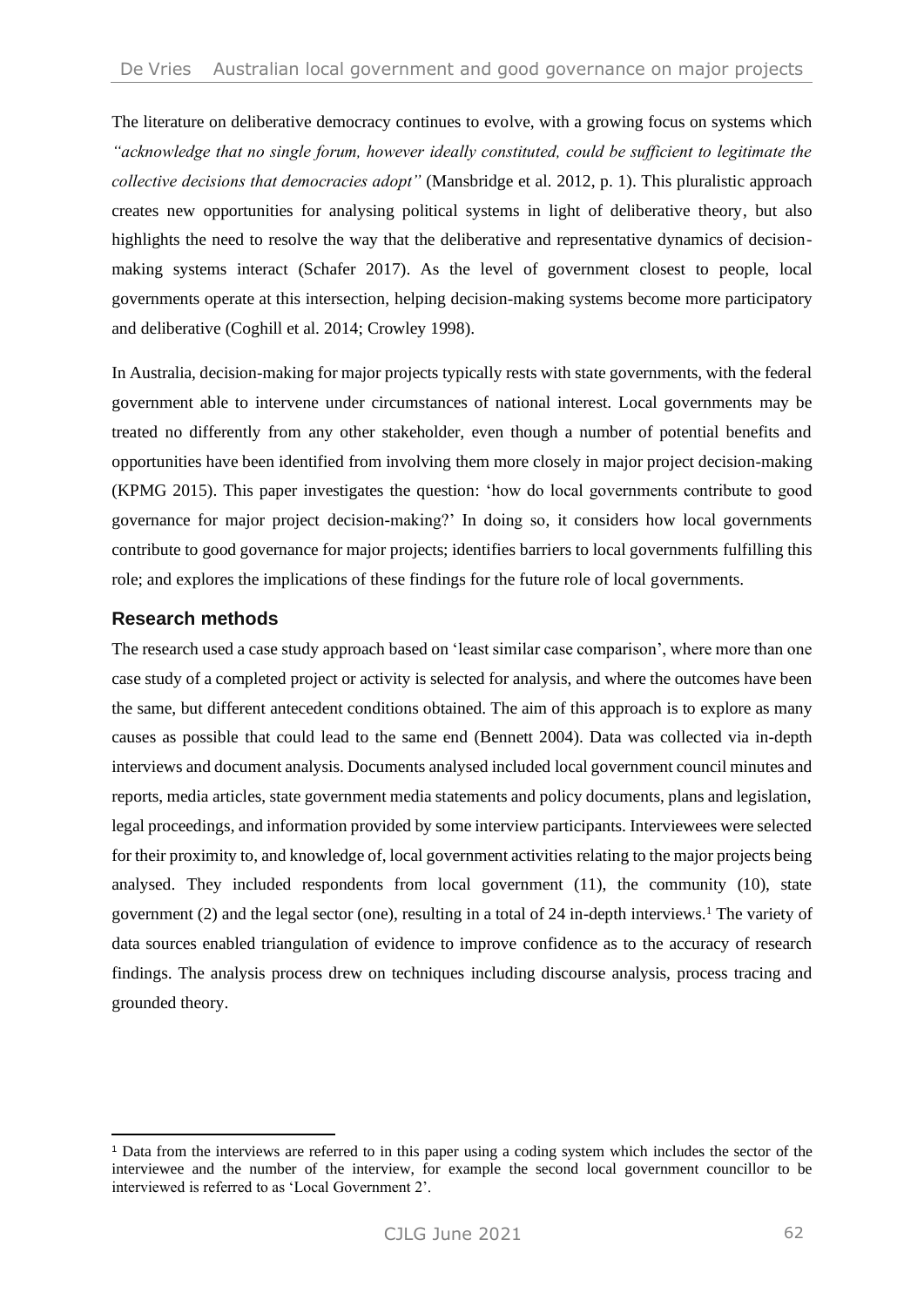The literature on deliberative democracy continues to evolve, with a growing focus on systems which *"acknowledge that no single forum, however ideally constituted, could be sufficient to legitimate the collective decisions that democracies adopt"* (Mansbridge et al. 2012, p. 1). This pluralistic approach creates new opportunities for analysing political systems in light of deliberative theory, but also highlights the need to resolve the way that the deliberative and representative dynamics of decision-making systems interact (Schafer 2017). As the level of government closest to people, local governments operate at this intersection, helping decision-making systems become more participatory and deliberative (Coghill et al. 2014; Crowley 1998).

In Australia, decision-making for major projects typically rests with state governments, with the federal government able to intervene under circumstances of national interest. Local governments may be treated no differently from any other stakeholder, even though a number of potential benefits and opportunities have been identified from involving them more closely in major project decision-making (KPMG 2015). This paper investigates the question: 'how do local governments contribute to good governance for major project decision-making?' In doing so, it considers how local governments contribute to good governance for major projects; identifies barriers to local governments fulfilling this role; and explores the implications of these findings for the future role of local governments.

## Research methods

The research used a case study approach based on 'least similar case comparison', where more than one case study of a completed project or activity is selected for analysis, and where the outcomes have been the same, but different antecedent conditions obtained. The aim of this approach is to explore as many causes as possible that could lead to the same end (Bennett 2004). Data was collected via in-depth interviews and document analysis. Documents analysed included local government council minutes and reports, media articles, state government media statements and policy documents, plans and legislation, legal proceedings, and information provided by some interview participants. Interviewees were selected for their proximity to, and knowledge of, local government activities relating to the major projects being analysed. They included respondents from local government (11), the community (10), state government (2) and the legal sector (one), resulting in a total of 24 in-depth interviews.[1] The variety of data sources enabled triangulation of evidence to improve confidence as to the accuracy of research findings. The analysis process drew on techniques including discourse analysis, process tracing and grounded theory.

[1] Data from the interviews are referred to in this paper using a coding system which includes the sector of the interviewee and the number of the interview, for example the second local government councillor to be interviewed is referred to as 'Local Government 2'.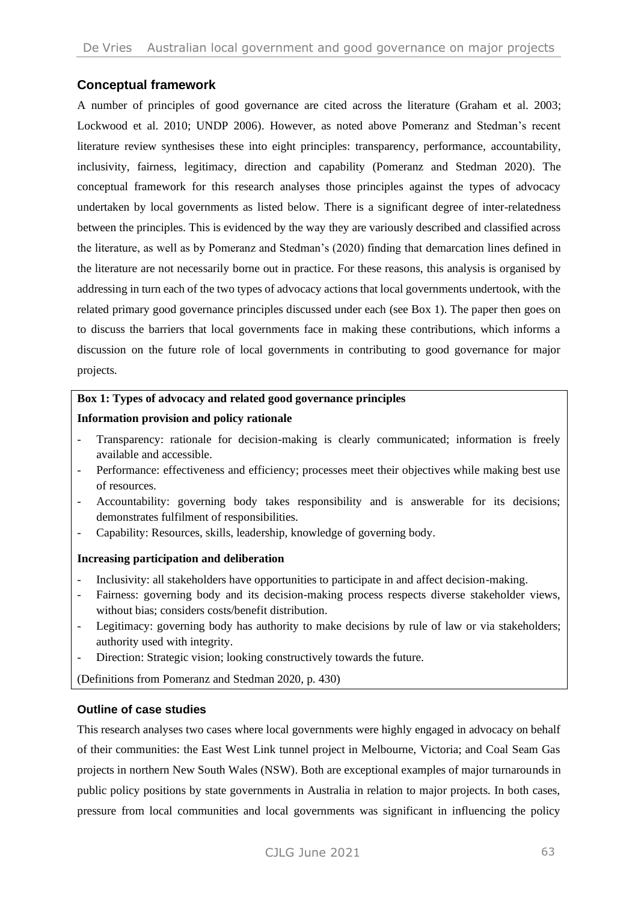## Conceptual framework

A number of principles of good governance are cited across the literature (Graham et al. 2003; Lockwood et al. 2010; UNDP 2006). However, as noted above Pomeranz and Stedman's recent literature review synthesises these into eight principles: transparency, performance, accountability, inclusivity, fairness, legitimacy, direction and capability (Pomeranz and Stedman 2020). The conceptual framework for this research analyses those principles against the types of advocacy undertaken by local governments as listed below. There is a significant degree of inter-relatedness between the principles. This is evidenced by the way they are variously described and classified across the literature, as well as by Pomeranz and Stedman's (2020) finding that demarcation lines defined in the literature are not necessarily borne out in practice. For these reasons, this analysis is organised by addressing in turn each of the two types of advocacy actions that local governments undertook, with the related primary good governance principles discussed under each (see Box 1). The paper then goes on to discuss the barriers that local governments face in making these contributions, which informs a discussion on the future role of local governments in contributing to good governance for major projects.

**Box 1: Types of advocacy and related good governance principles**

**Information provision and policy rationale**

- Transparency: rationale for decision-making is clearly communicated; information is freely available and accessible.
- Performance: effectiveness and efficiency; processes meet their objectives while making best use of resources.
- Accountability: governing body takes responsibility and is answerable for its decisions; demonstrates fulfilment of responsibilities.
- Capability: Resources, skills, leadership, knowledge of governing body.

**Increasing participation and deliberation**

- Inclusivity: all stakeholders have opportunities to participate in and affect decision-making.
- Fairness: governing body and its decision-making process respects diverse stakeholder views, without bias; considers costs/benefit distribution.
- Legitimacy: governing body has authority to make decisions by rule of law or via stakeholders; authority used with integrity.
- Direction: Strategic vision; looking constructively towards the future.

(Definitions from Pomeranz and Stedman 2020, p. 430)

## Outline of case studies

This research analyses two cases where local governments were highly engaged in advocacy on behalf of their communities: the East West Link tunnel project in Melbourne, Victoria; and Coal Seam Gas projects in northern New South Wales (NSW). Both are exceptional examples of major turnarounds in public policy positions by state governments in Australia in relation to major projects. In both cases, pressure from local communities and local governments was significant in influencing the policy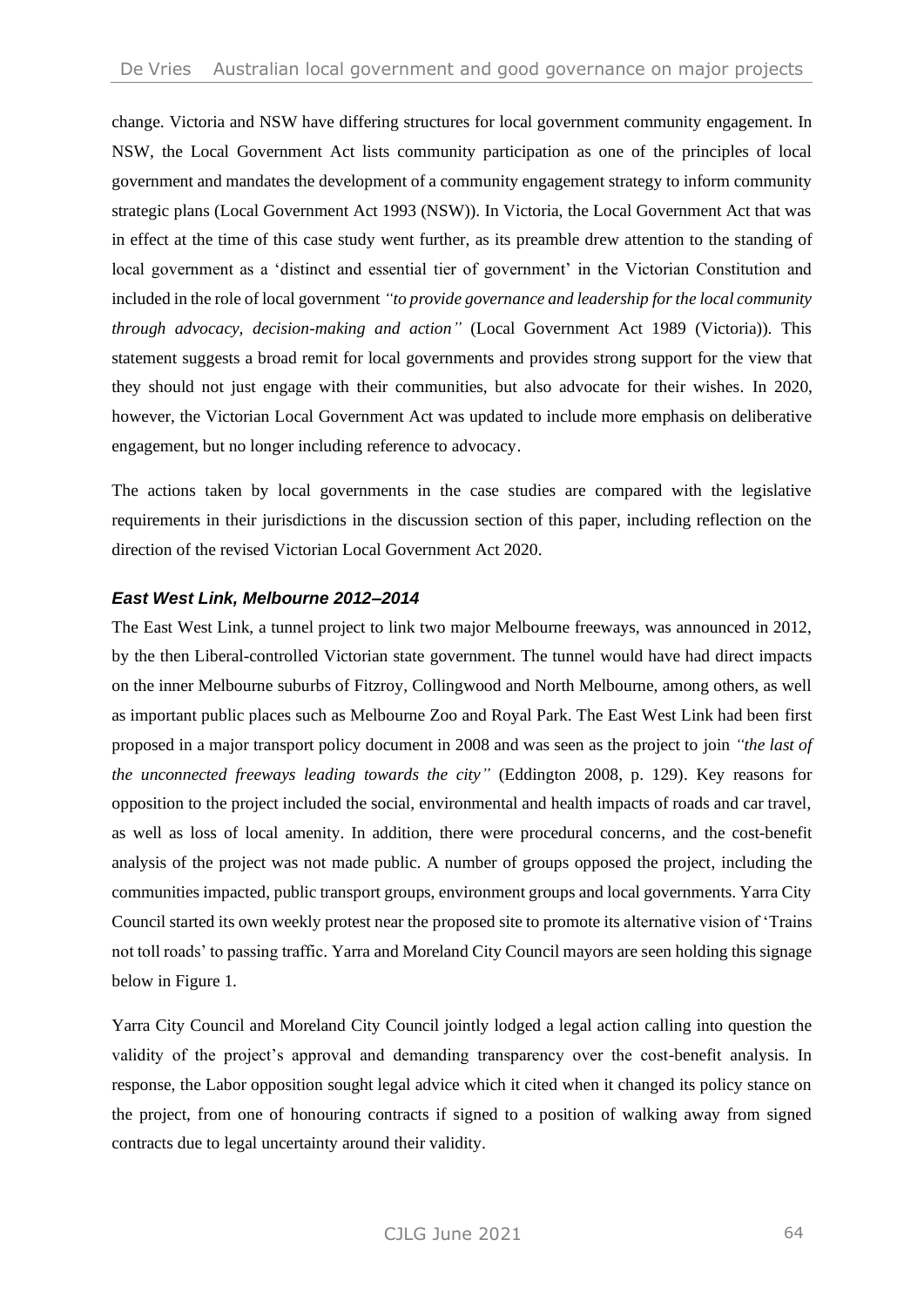change. Victoria and NSW have differing structures for local government community engagement. In NSW, the Local Government Act lists community participation as one of the principles of local government and mandates the development of a community engagement strategy to inform community strategic plans (Local Government Act 1993 (NSW)). In Victoria, the Local Government Act that was in effect at the time of this case study went further, as its preamble drew attention to the standing of local government as a 'distinct and essential tier of government' in the Victorian Constitution and included in the role of local government *"to provide governance and leadership for the local community through advocacy, decision-making and action"* (Local Government Act 1989 (Victoria)). This statement suggests a broad remit for local governments and provides strong support for the view that they should not just engage with their communities, but also advocate for their wishes. In 2020, however, the Victorian Local Government Act was updated to include more emphasis on deliberative engagement, but no longer including reference to advocacy.

The actions taken by local governments in the case studies are compared with the legislative requirements in their jurisdictions in the discussion section of this paper, including reflection on the direction of the revised Victorian Local Government Act 2020.

### *East West Link, Melbourne 2012–2014*

The East West Link, a tunnel project to link two major Melbourne freeways, was announced in 2012, by the then Liberal-controlled Victorian state government. The tunnel would have had direct impacts on the inner Melbourne suburbs of Fitzroy, Collingwood and North Melbourne, among others, as well as important public places such as Melbourne Zoo and Royal Park. The East West Link had been first proposed in a major transport policy document in 2008 and was seen as the project to join *"the last of the unconnected freeways leading towards the city"* (Eddington 2008, p. 129). Key reasons for opposition to the project included the social, environmental and health impacts of roads and car travel, as well as loss of local amenity. In addition, there were procedural concerns, and the cost-benefit analysis of the project was not made public. A number of groups opposed the project, including the communities impacted, public transport groups, environment groups and local governments. Yarra City Council started its own weekly protest near the proposed site to promote its alternative vision of 'Trains not toll roads' to passing traffic. Yarra and Moreland City Council mayors are seen holding this signage below in Figure 1.

Yarra City Council and Moreland City Council jointly lodged a legal action calling into question the validity of the project's approval and demanding transparency over the cost-benefit analysis. In response, the Labor opposition sought legal advice which it cited when it changed its policy stance on the project, from one of honouring contracts if signed to a position of walking away from signed contracts due to legal uncertainty around their validity.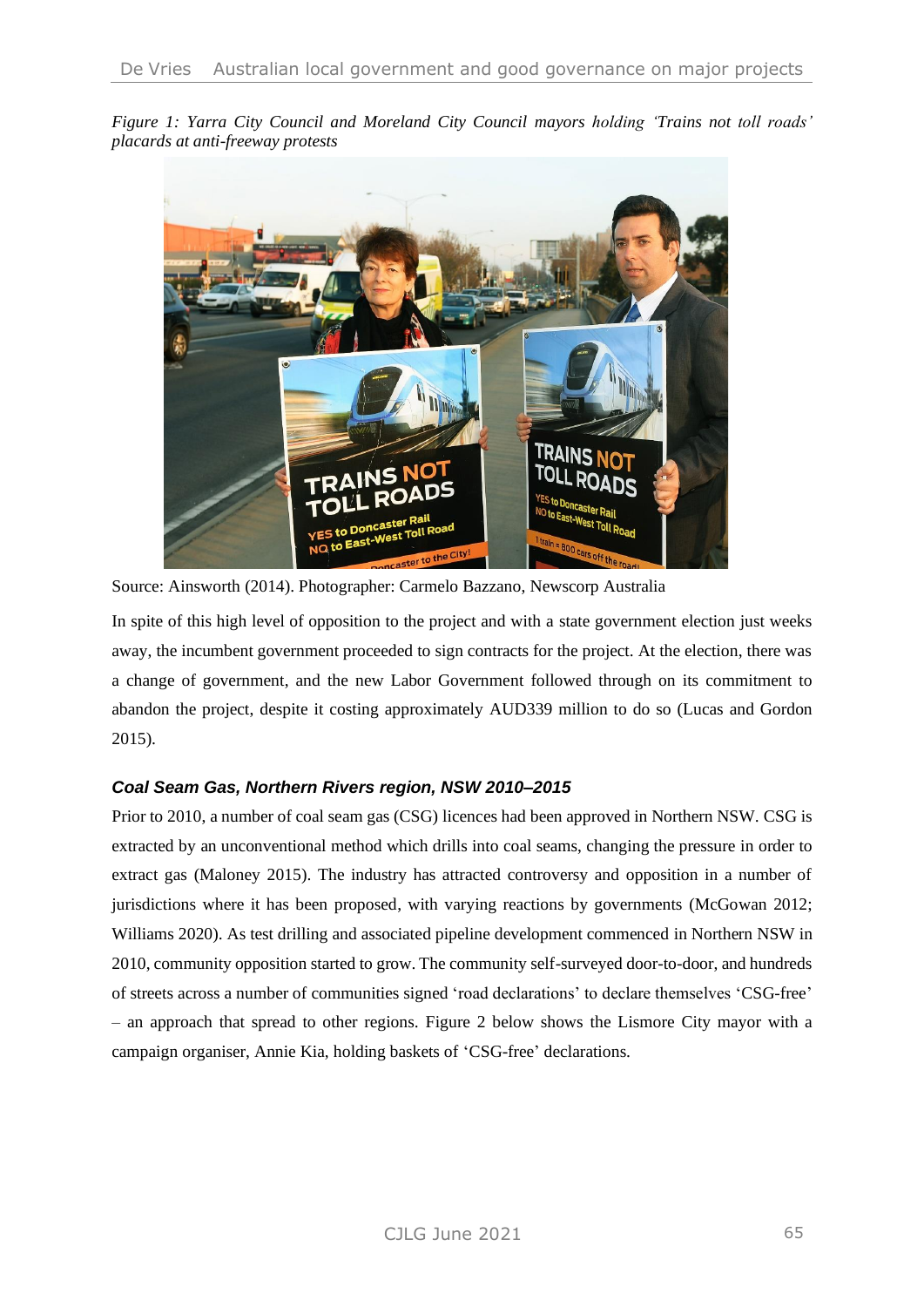*Figure 1: Yarra City Council and Moreland City Council mayors holding 'Trains not toll roads' placards at anti-freeway protests*

Source: Ainsworth (2014). Photographer: Carmelo Bazzano, Newscorp Australia

In spite of this high level of opposition to the project and with a state government election just weeks away, the incumbent government proceeded to sign contracts for the project. At the election, there was a change of government, and the new Labor Government followed through on its commitment to abandon the project, despite it costing approximately AUD339 million to do so (Lucas and Gordon 2015).

### *Coal Seam Gas, Northern Rivers region, NSW 2010–2015*

Prior to 2010, a number of coal seam gas (CSG) licences had been approved in Northern NSW. CSG is extracted by an unconventional method which drills into coal seams, changing the pressure in order to extract gas (Maloney 2015). The industry has attracted controversy and opposition in a number of jurisdictions where it has been proposed, with varying reactions by governments (McGowan 2012; Williams 2020). As test drilling and associated pipeline development commenced in Northern NSW in 2010, community opposition started to grow. The community self-surveyed door-to-door, and hundreds of streets across a number of communities signed 'road declarations' to declare themselves 'CSG-free' – an approach that spread to other regions. Figure 2 below shows the Lismore City mayor with a campaign organiser, Annie Kia, holding baskets of 'CSG-free' declarations.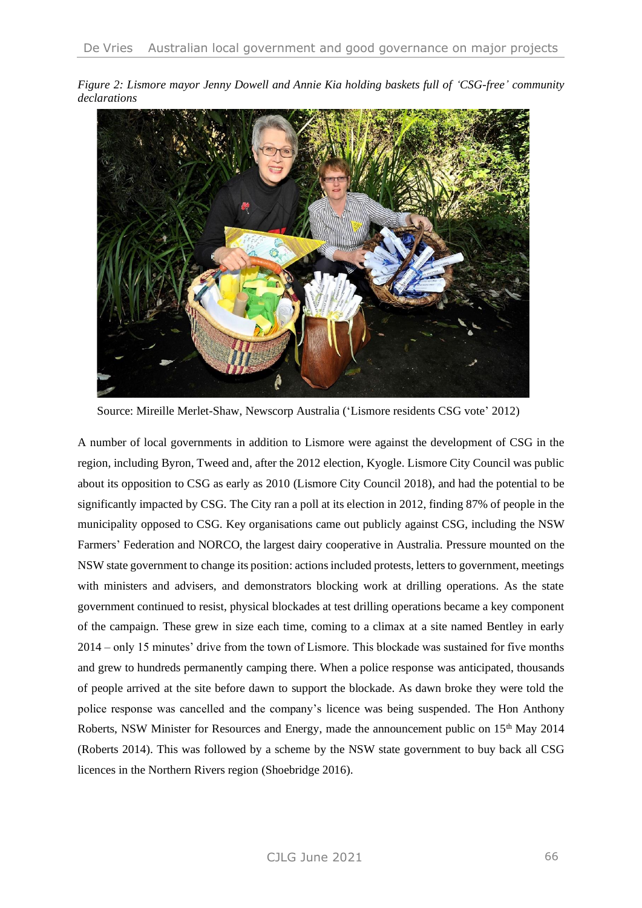*Figure 2: Lismore mayor Jenny Dowell and Annie Kia holding baskets full of 'CSG-free' community declarations*

Source: Mireille Merlet-Shaw, Newscorp Australia ('Lismore residents CSG vote' 2012)

A number of local governments in addition to Lismore were against the development of CSG in the region, including Byron, Tweed and, after the 2012 election, Kyogle. Lismore City Council was public about its opposition to CSG as early as 2010 (Lismore City Council 2018), and had the potential to be significantly impacted by CSG. The City ran a poll at its election in 2012, finding 87% of people in the municipality opposed to CSG. Key organisations came out publicly against CSG, including the NSW Farmers' Federation and NORCO, the largest dairy cooperative in Australia. Pressure mounted on the NSW state government to change its position: actions included protests, letters to government, meetings with ministers and advisers, and demonstrators blocking work at drilling operations. As the state government continued to resist, physical blockades at test drilling operations became a key component of the campaign. These grew in size each time, coming to a climax at a site named Bentley in early 2014 – only 15 minutes' drive from the town of Lismore. This blockade was sustained for five months and grew to hundreds permanently camping there. When a police response was anticipated, thousands of people arrived at the site before dawn to support the blockade. As dawn broke they were told the police response was cancelled and the company's licence was being suspended. The Hon Anthony Roberts, NSW Minister for Resources and Energy, made the announcement public on 15th May 2014 (Roberts 2014). This was followed by a scheme by the NSW state government to buy back all CSG licences in the Northern Rivers region (Shoebridge 2016).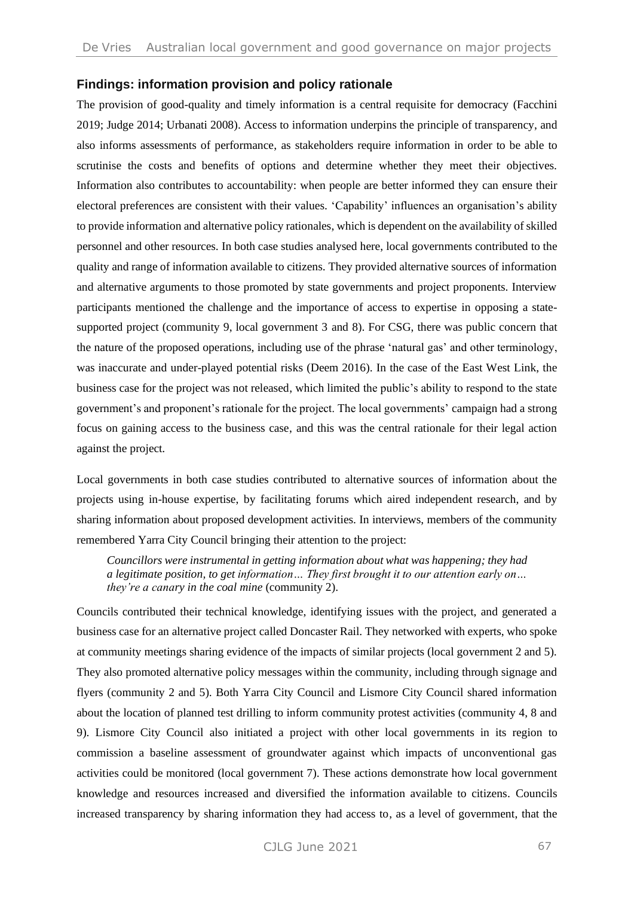## Findings: information provision and policy rationale

The provision of good-quality and timely information is a central requisite for democracy (Facchini 2019; Judge 2014; Urbanati 2008). Access to information underpins the principle of transparency, and also informs assessments of performance, as stakeholders require information in order to be able to scrutinise the costs and benefits of options and determine whether they meet their objectives. Information also contributes to accountability: when people are better informed they can ensure their electoral preferences are consistent with their values. 'Capability' influences an organisation's ability to provide information and alternative policy rationales, which is dependent on the availability of skilled personnel and other resources. In both case studies analysed here, local governments contributed to the quality and range of information available to citizens. They provided alternative sources of information and alternative arguments to those promoted by state governments and project proponents. Interview participants mentioned the challenge and the importance of access to expertise in opposing a state-supported project (community 9, local government 3 and 8). For CSG, there was public concern that the nature of the proposed operations, including use of the phrase 'natural gas' and other terminology, was inaccurate and under-played potential risks (Deem 2016). In the case of the East West Link, the business case for the project was not released, which limited the public's ability to respond to the state government's and proponent's rationale for the project. The local governments' campaign had a strong focus on gaining access to the business case, and this was the central rationale for their legal action against the project.

Local governments in both case studies contributed to alternative sources of information about the projects using in-house expertise, by facilitating forums which aired independent research, and by sharing information about proposed development activities. In interviews, members of the community remembered Yarra City Council bringing their attention to the project:

> *Councillors were instrumental in getting information about what was happening; they had a legitimate position, to get information… They first brought it to our attention early on… they're a canary in the coal mine* (community 2).

Councils contributed their technical knowledge, identifying issues with the project, and generated a business case for an alternative project called Doncaster Rail. They networked with experts, who spoke at community meetings sharing evidence of the impacts of similar projects (local government 2 and 5). They also promoted alternative policy messages within the community, including through signage and flyers (community 2 and 5). Both Yarra City Council and Lismore City Council shared information about the location of planned test drilling to inform community protest activities (community 4, 8 and 9). Lismore City Council also initiated a project with other local governments in its region to commission a baseline assessment of groundwater against which impacts of unconventional gas activities could be monitored (local government 7). These actions demonstrate how local government knowledge and resources increased and diversified the information available to citizens. Councils increased transparency by sharing information they had access to, as a level of government, that the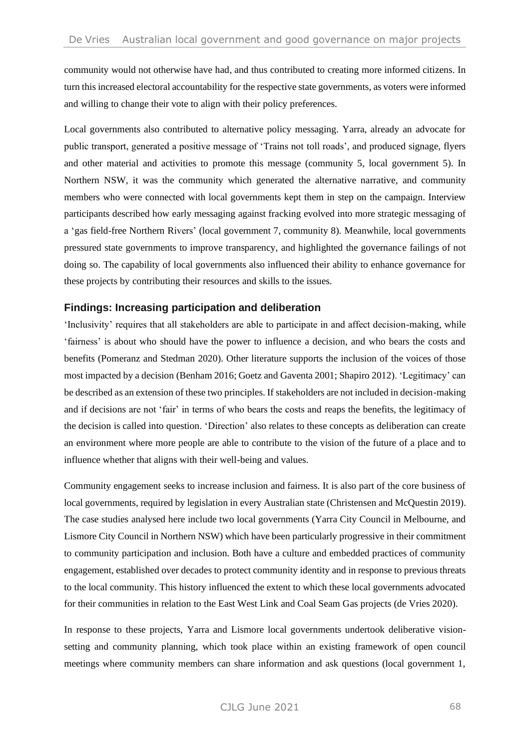community would not otherwise have had, and thus contributed to creating more informed citizens. In turn this increased electoral accountability for the respective state governments, as voters were informed and willing to change their vote to align with their policy preferences.

Local governments also contributed to alternative policy messaging. Yarra, already an advocate for public transport, generated a positive message of 'Trains not toll roads', and produced signage, flyers and other material and activities to promote this message (community 5, local government 5). In Northern NSW, it was the community which generated the alternative narrative, and community members who were connected with local governments kept them in step on the campaign. Interview participants described how early messaging against fracking evolved into more strategic messaging of a 'gas field-free Northern Rivers' (local government 7, community 8). Meanwhile, local governments pressured state governments to improve transparency, and highlighted the governance failings of not doing so. The capability of local governments also influenced their ability to enhance governance for these projects by contributing their resources and skills to the issues.

## Findings: Increasing participation and deliberation

'Inclusivity' requires that all stakeholders are able to participate in and affect decision-making, while 'fairness' is about who should have the power to influence a decision, and who bears the costs and benefits (Pomeranz and Stedman 2020). Other literature supports the inclusion of the voices of those most impacted by a decision (Benham 2016; Goetz and Gaventa 2001; Shapiro 2012). 'Legitimacy' can be described as an extension of these two principles. If stakeholders are not included in decision-making and if decisions are not 'fair' in terms of who bears the costs and reaps the benefits, the legitimacy of the decision is called into question. 'Direction' also relates to these concepts as deliberation can create an environment where more people are able to contribute to the vision of the future of a place and to influence whether that aligns with their well-being and values.

Community engagement seeks to increase inclusion and fairness. It is also part of the core business of local governments, required by legislation in every Australian state (Christensen and McQuestin 2019). The case studies analysed here include two local governments (Yarra City Council in Melbourne, and Lismore City Council in Northern NSW) which have been particularly progressive in their commitment to community participation and inclusion. Both have a culture and embedded practices of community engagement, established over decades to protect community identity and in response to previous threats to the local community. This history influenced the extent to which these local governments advocated for their communities in relation to the East West Link and Coal Seam Gas projects (de Vries 2020).

In response to these projects, Yarra and Lismore local governments undertook deliberative vision-setting and community planning, which took place within an existing framework of open council meetings where community members can share information and ask questions (local government 1,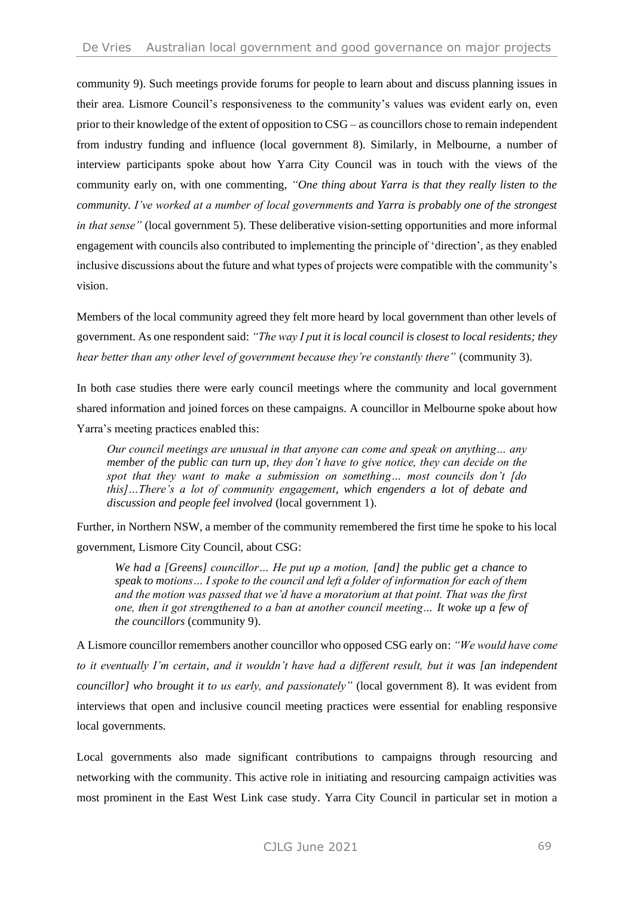community 9). Such meetings provide forums for people to learn about and discuss planning issues in their area. Lismore Council's responsiveness to the community's values was evident early on, even prior to their knowledge of the extent of opposition to CSG – as councillors chose to remain independent from industry funding and influence (local government 8). Similarly, in Melbourne, a number of interview participants spoke about how Yarra City Council was in touch with the views of the community early on, with one commenting, *"One thing about Yarra is that they really listen to the community. I've worked at a number of local governments and Yarra is probably one of the strongest in that sense"* (local government 5). These deliberative vision-setting opportunities and more informal engagement with councils also contributed to implementing the principle of 'direction', as they enabled inclusive discussions about the future and what types of projects were compatible with the community's vision.

Members of the local community agreed they felt more heard by local government than other levels of government. As one respondent said: *"The way I put it is local council is closest to local residents; they hear better than any other level of government because they're constantly there"* (community 3).

In both case studies there were early council meetings where the community and local government shared information and joined forces on these campaigns. A councillor in Melbourne spoke about how Yarra's meeting practices enabled this:

> *Our council meetings are unusual in that anyone can come and speak on anything… any member of the public can turn up, they don't have to give notice, they can decide on the spot that they want to make a submission on something… most councils don't [do this]…There's a lot of community engagement, which engenders a lot of debate and discussion and people feel involved* (local government 1).

Further, in Northern NSW, a member of the community remembered the first time he spoke to his local government, Lismore City Council, about CSG:

> *We had a [Greens] councillor… He put up a motion, [and] the public get a chance to speak to motions… I spoke to the council and left a folder of information for each of them and the motion was passed that we'd have a moratorium at that point. That was the first one, then it got strengthened to a ban at another council meeting… It woke up a few of the councillors* (community 9).

A Lismore councillor remembers another councillor who opposed CSG early on: *"We would have come to it eventually I'm certain, and it wouldn't have had a different result, but it was [an independent councillor] who brought it to us early, and passionately"* (local government 8). It was evident from interviews that open and inclusive council meeting practices were essential for enabling responsive local governments.

Local governments also made significant contributions to campaigns through resourcing and networking with the community. This active role in initiating and resourcing campaign activities was most prominent in the East West Link case study. Yarra City Council in particular set in motion a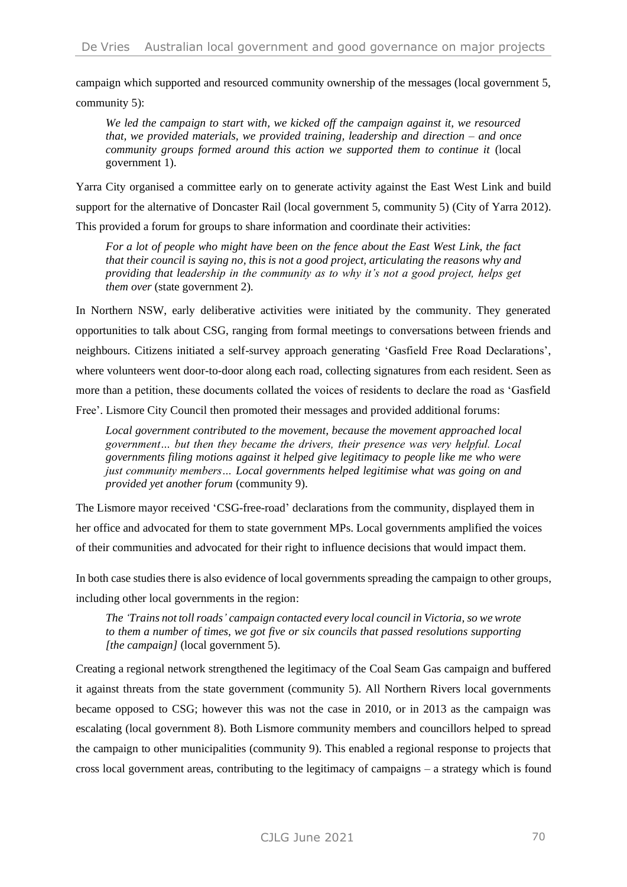campaign which supported and resourced community ownership of the messages (local government 5, community 5):

> *We led the campaign to start with, we kicked off the campaign against it, we resourced that, we provided materials, we provided training, leadership and direction – and once community groups formed around this action we supported them to continue it* (local government 1).

Yarra City organised a committee early on to generate activity against the East West Link and build support for the alternative of Doncaster Rail (local government 5, community 5) (City of Yarra 2012). This provided a forum for groups to share information and coordinate their activities:

> *For a lot of people who might have been on the fence about the East West Link, the fact that their council is saying no, this is not a good project, articulating the reasons why and providing that leadership in the community as to why it's not a good project, helps get them over* (state government 2).

In Northern NSW, early deliberative activities were initiated by the community. They generated opportunities to talk about CSG, ranging from formal meetings to conversations between friends and neighbours. Citizens initiated a self-survey approach generating 'Gasfield Free Road Declarations', where volunteers went door-to-door along each road, collecting signatures from each resident. Seen as more than a petition, these documents collated the voices of residents to declare the road as 'Gasfield Free'. Lismore City Council then promoted their messages and provided additional forums:

> *Local government contributed to the movement, because the movement approached local government… but then they became the drivers, their presence was very helpful. Local governments filing motions against it helped give legitimacy to people like me who were just community members… Local governments helped legitimise what was going on and provided yet another forum* (community 9).

The Lismore mayor received 'CSG-free-road' declarations from the community, displayed them in her office and advocated for them to state government MPs. Local governments amplified the voices of their communities and advocated for their right to influence decisions that would impact them.

In both case studies there is also evidence of local governments spreading the campaign to other groups, including other local governments in the region:

> *The 'Trains not toll roads' campaign contacted every local council in Victoria, so we wrote to them a number of times, we got five or six councils that passed resolutions supporting [the campaign]* (local government 5).

Creating a regional network strengthened the legitimacy of the Coal Seam Gas campaign and buffered it against threats from the state government (community 5). All Northern Rivers local governments became opposed to CSG; however this was not the case in 2010, or in 2013 as the campaign was escalating (local government 8). Both Lismore community members and councillors helped to spread the campaign to other municipalities (community 9). This enabled a regional response to projects that cross local government areas, contributing to the legitimacy of campaigns – a strategy which is found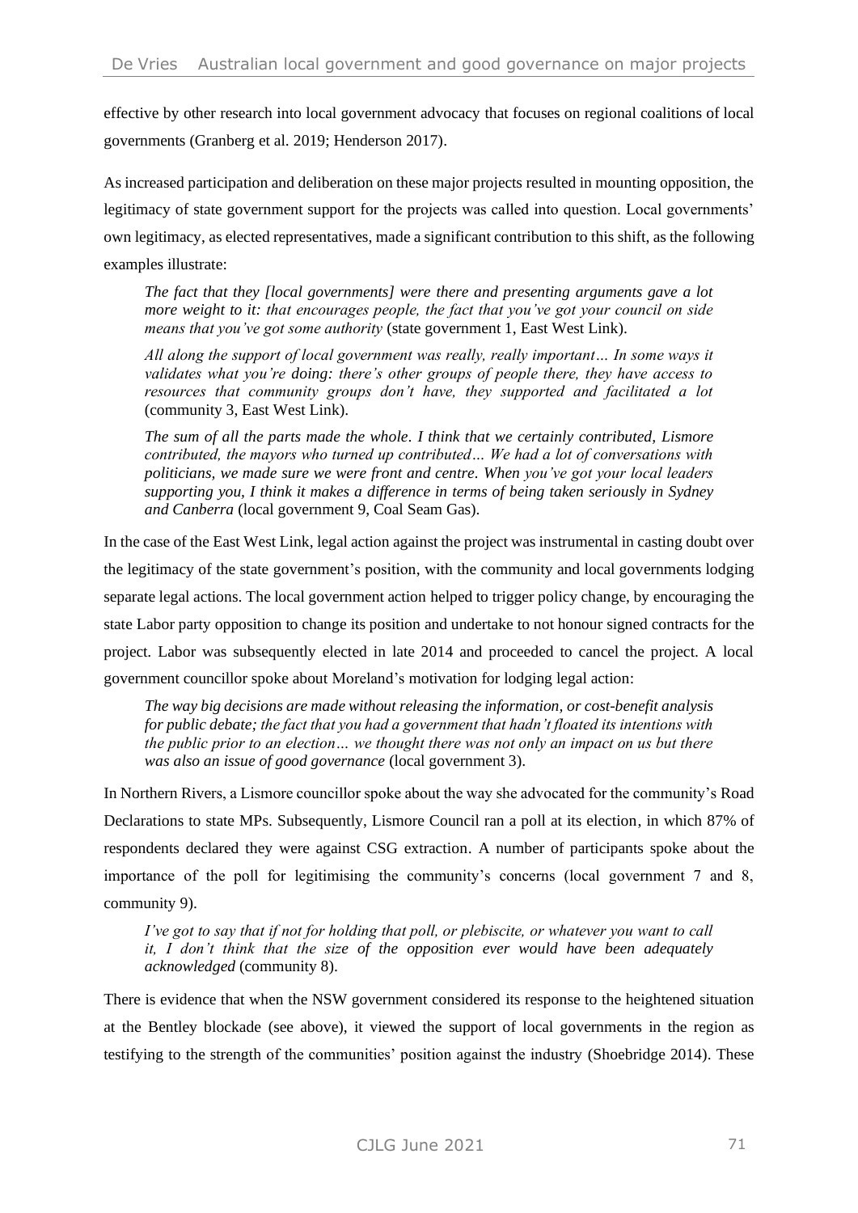effective by other research into local government advocacy that focuses on regional coalitions of local governments (Granberg et al. 2019; Henderson 2017).

As increased participation and deliberation on these major projects resulted in mounting opposition, the legitimacy of state government support for the projects was called into question. Local governments' own legitimacy, as elected representatives, made a significant contribution to this shift, as the following examples illustrate:

> *The fact that they [local governments] were there and presenting arguments gave a lot more weight to it: that encourages people, the fact that you've got your council on side means that you've got some authority* (state government 1, East West Link).
>
> *All along the support of local government was really, really important… In some ways it validates what you're doing: there's other groups of people there, they have access to resources that community groups don't have, they supported and facilitated a lot* (community 3, East West Link).
>
> *The sum of all the parts made the whole. I think that we certainly contributed, Lismore contributed, the mayors who turned up contributed… We had a lot of conversations with politicians, we made sure we were front and centre. When you've got your local leaders supporting you, I think it makes a difference in terms of being taken seriously in Sydney and Canberra* (local government 9, Coal Seam Gas).

In the case of the East West Link, legal action against the project was instrumental in casting doubt over the legitimacy of the state government's position, with the community and local governments lodging separate legal actions. The local government action helped to trigger policy change, by encouraging the state Labor party opposition to change its position and undertake to not honour signed contracts for the project. Labor was subsequently elected in late 2014 and proceeded to cancel the project. A local government councillor spoke about Moreland's motivation for lodging legal action:

> *The way big decisions are made without releasing the information, or cost-benefit analysis for public debate; the fact that you had a government that hadn't floated its intentions with the public prior to an election… we thought there was not only an impact on us but there was also an issue of good governance* (local government 3).

In Northern Rivers, a Lismore councillor spoke about the way she advocated for the community's Road Declarations to state MPs. Subsequently, Lismore Council ran a poll at its election, in which 87% of respondents declared they were against CSG extraction. A number of participants spoke about the importance of the poll for legitimising the community's concerns (local government 7 and 8, community 9).

> *I've got to say that if not for holding that poll, or plebiscite, or whatever you want to call it, I don't think that the size of the opposition ever would have been adequately acknowledged* (community 8).

There is evidence that when the NSW government considered its response to the heightened situation at the Bentley blockade (see above), it viewed the support of local governments in the region as testifying to the strength of the communities' position against the industry (Shoebridge 2014). These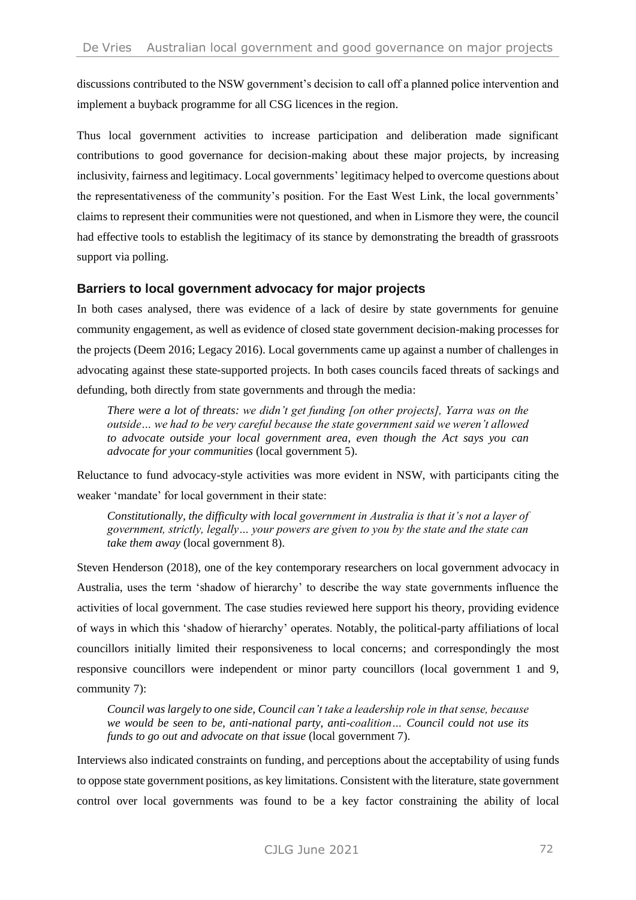discussions contributed to the NSW government's decision to call off a planned police intervention and implement a buyback programme for all CSG licences in the region.

Thus local government activities to increase participation and deliberation made significant contributions to good governance for decision-making about these major projects, by increasing inclusivity, fairness and legitimacy. Local governments' legitimacy helped to overcome questions about the representativeness of the community's position. For the East West Link, the local governments' claims to represent their communities were not questioned, and when in Lismore they were, the council had effective tools to establish the legitimacy of its stance by demonstrating the breadth of grassroots support via polling.

### Barriers to local government advocacy for major projects

In both cases analysed, there was evidence of a lack of desire by state governments for genuine community engagement, as well as evidence of closed state government decision-making processes for the projects (Deem 2016; Legacy 2016). Local governments came up against a number of challenges in advocating against these state-supported projects. In both cases councils faced threats of sackings and defunding, both directly from state governments and through the media:

> *There were a lot of threats: we didn't get funding [on other projects], Yarra was on the outside… we had to be very careful because the state government said we weren't allowed to advocate outside your local government area, even though the Act says you can advocate for your communities* (local government 5).

Reluctance to fund advocacy-style activities was more evident in NSW, with participants citing the weaker 'mandate' for local government in their state:

> *Constitutionally, the difficulty with local government in Australia is that it's not a layer of government, strictly, legally… your powers are given to you by the state and the state can take them away* (local government 8).

Steven Henderson (2018), one of the key contemporary researchers on local government advocacy in Australia, uses the term 'shadow of hierarchy' to describe the way state governments influence the activities of local government. The case studies reviewed here support his theory, providing evidence of ways in which this 'shadow of hierarchy' operates. Notably, the political-party affiliations of local councillors initially limited their responsiveness to local concerns; and correspondingly the most responsive councillors were independent or minor party councillors (local government 1 and 9, community 7):

> *Council was largely to one side, Council can't take a leadership role in that sense, because we would be seen to be, anti-national party, anti-coalition… Council could not use its funds to go out and advocate on that issue* (local government 7).

Interviews also indicated constraints on funding, and perceptions about the acceptability of using funds to oppose state government positions, as key limitations. Consistent with the literature, state government control over local governments was found to be a key factor constraining the ability of local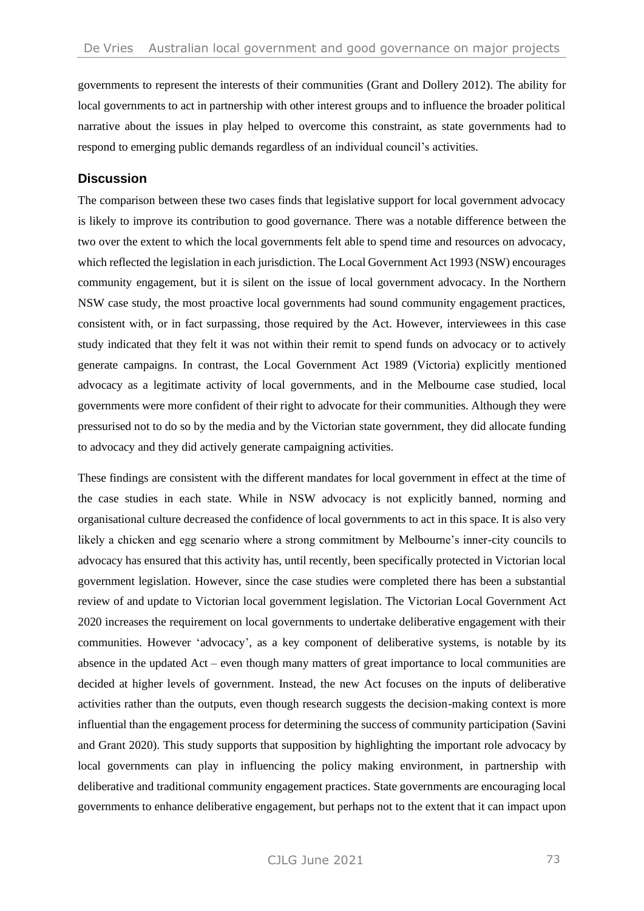governments to represent the interests of their communities (Grant and Dollery 2012). The ability for local governments to act in partnership with other interest groups and to influence the broader political narrative about the issues in play helped to overcome this constraint, as state governments had to respond to emerging public demands regardless of an individual council's activities.

## Discussion

The comparison between these two cases finds that legislative support for local government advocacy is likely to improve its contribution to good governance. There was a notable difference between the two over the extent to which the local governments felt able to spend time and resources on advocacy, which reflected the legislation in each jurisdiction. The Local Government Act 1993 (NSW) encourages community engagement, but it is silent on the issue of local government advocacy. In the Northern NSW case study, the most proactive local governments had sound community engagement practices, consistent with, or in fact surpassing, those required by the Act. However, interviewees in this case study indicated that they felt it was not within their remit to spend funds on advocacy or to actively generate campaigns. In contrast, the Local Government Act 1989 (Victoria) explicitly mentioned advocacy as a legitimate activity of local governments, and in the Melbourne case studied, local governments were more confident of their right to advocate for their communities. Although they were pressurised not to do so by the media and by the Victorian state government, they did allocate funding to advocacy and they did actively generate campaigning activities.

These findings are consistent with the different mandates for local government in effect at the time of the case studies in each state. While in NSW advocacy is not explicitly banned, norming and organisational culture decreased the confidence of local governments to act in this space. It is also very likely a chicken and egg scenario where a strong commitment by Melbourne's inner-city councils to advocacy has ensured that this activity has, until recently, been specifically protected in Victorian local government legislation. However, since the case studies were completed there has been a substantial review of and update to Victorian local government legislation. The Victorian Local Government Act 2020 increases the requirement on local governments to undertake deliberative engagement with their communities. However 'advocacy', as a key component of deliberative systems, is notable by its absence in the updated Act – even though many matters of great importance to local communities are decided at higher levels of government. Instead, the new Act focuses on the inputs of deliberative activities rather than the outputs, even though research suggests the decision-making context is more influential than the engagement process for determining the success of community participation (Savini and Grant 2020). This study supports that supposition by highlighting the important role advocacy by local governments can play in influencing the policy making environment, in partnership with deliberative and traditional community engagement practices. State governments are encouraging local governments to enhance deliberative engagement, but perhaps not to the extent that it can impact upon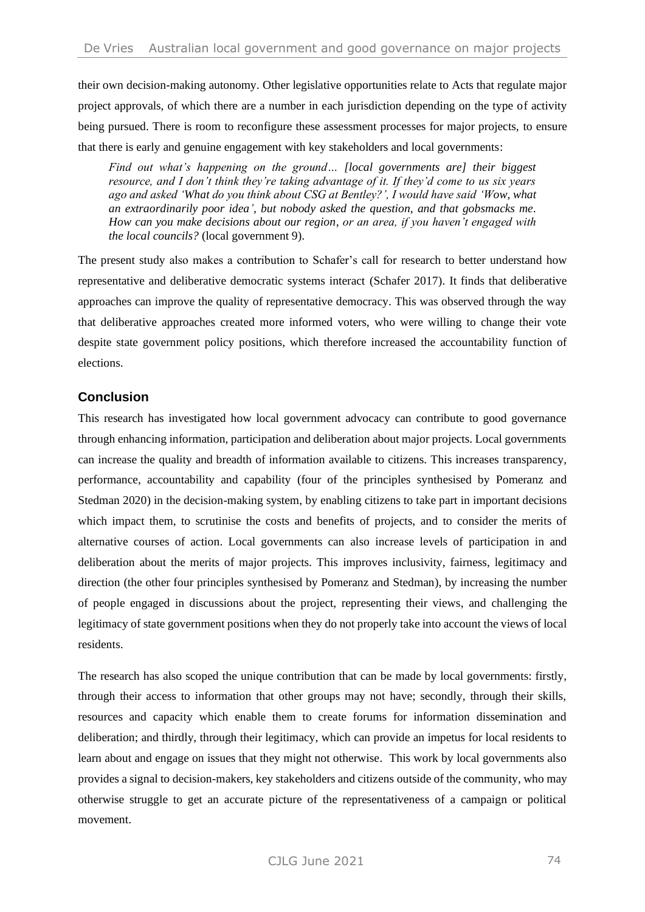their own decision-making autonomy. Other legislative opportunities relate to Acts that regulate major project approvals, of which there are a number in each jurisdiction depending on the type of activity being pursued. There is room to reconfigure these assessment processes for major projects, to ensure that there is early and genuine engagement with key stakeholders and local governments:

> *Find out what's happening on the ground… [local governments are] their biggest resource, and I don't think they're taking advantage of it. If they'd come to us six years ago and asked 'What do you think about CSG at Bentley?', I would have said 'Wow, what an extraordinarily poor idea', but nobody asked the question, and that gobsmacks me. How can you make decisions about our region, or an area, if you haven't engaged with the local councils?* (local government 9).

The present study also makes a contribution to Schafer's call for research to better understand how representative and deliberative democratic systems interact (Schafer 2017). It finds that deliberative approaches can improve the quality of representative democracy. This was observed through the way that deliberative approaches created more informed voters, who were willing to change their vote despite state government policy positions, which therefore increased the accountability function of elections.

## Conclusion

This research has investigated how local government advocacy can contribute to good governance through enhancing information, participation and deliberation about major projects. Local governments can increase the quality and breadth of information available to citizens. This increases transparency, performance, accountability and capability (four of the principles synthesised by Pomeranz and Stedman 2020) in the decision-making system, by enabling citizens to take part in important decisions which impact them, to scrutinise the costs and benefits of projects, and to consider the merits of alternative courses of action. Local governments can also increase levels of participation in and deliberation about the merits of major projects. This improves inclusivity, fairness, legitimacy and direction (the other four principles synthesised by Pomeranz and Stedman), by increasing the number of people engaged in discussions about the project, representing their views, and challenging the legitimacy of state government positions when they do not properly take into account the views of local residents.

The research has also scoped the unique contribution that can be made by local governments: firstly, through their access to information that other groups may not have; secondly, through their skills, resources and capacity which enable them to create forums for information dissemination and deliberation; and thirdly, through their legitimacy, which can provide an impetus for local residents to learn about and engage on issues that they might not otherwise. This work by local governments also provides a signal to decision-makers, key stakeholders and citizens outside of the community, who may otherwise struggle to get an accurate picture of the representativeness of a campaign or political movement.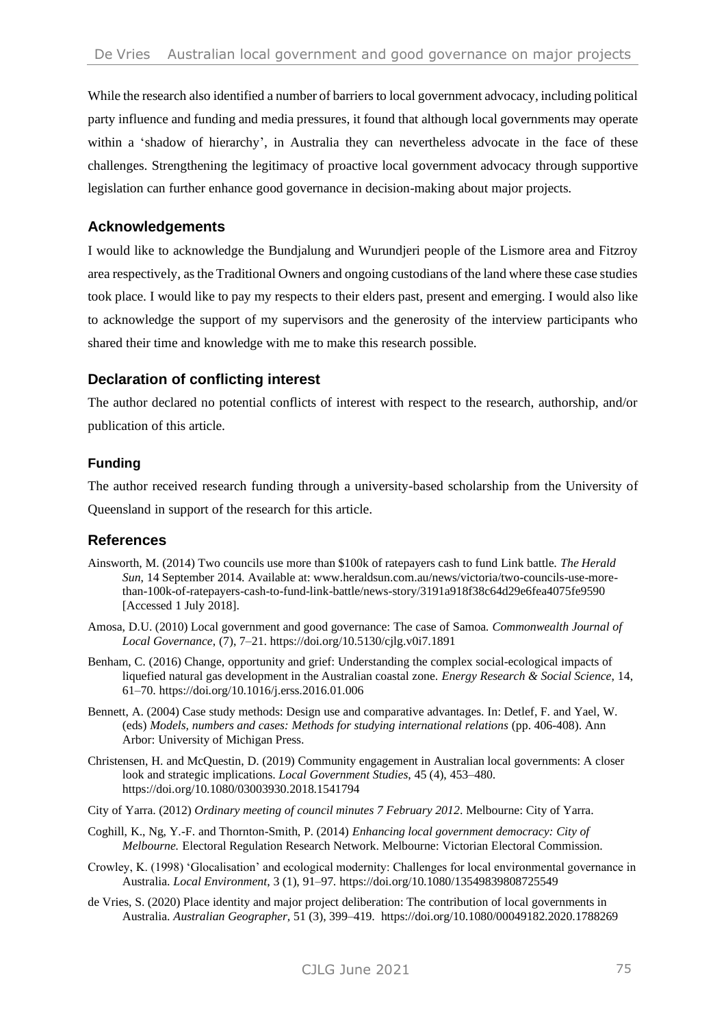While the research also identified a number of barriers to local government advocacy, including political party influence and funding and media pressures, it found that although local governments may operate within a 'shadow of hierarchy', in Australia they can nevertheless advocate in the face of these challenges. Strengthening the legitimacy of proactive local government advocacy through supportive legislation can further enhance good governance in decision-making about major projects.

## Acknowledgements

I would like to acknowledge the Bundjalung and Wurundjeri people of the Lismore area and Fitzroy area respectively, as the Traditional Owners and ongoing custodians of the land where these case studies took place. I would like to pay my respects to their elders past, present and emerging. I would also like to acknowledge the support of my supervisors and the generosity of the interview participants who shared their time and knowledge with me to make this research possible.

## Declaration of conflicting interest

The author declared no potential conflicts of interest with respect to the research, authorship, and/or publication of this article.

### Funding

The author received research funding through a university-based scholarship from the University of Queensland in support of the research for this article.

## References

Ainsworth, M. (2014) Two councils use more than $100k of ratepayers cash to fund Link battle. *The Herald Sun*, 14 September 2014. Available at: www.heraldsun.com.au/news/victoria/two-councils-use-more-than-100k-of-ratepayers-cash-to-fund-link-battle/news-story/3191a918f38c64d29e6fea4075fe9590 [Accessed 1 July 2018].

Amosa, D.U. (2010) Local government and good governance: The case of Samoa. *Commonwealth Journal of Local Governance*, (7), 7–21. https://doi.org/10.5130/cjlg.v0i7.1891

Benham, C. (2016) Change, opportunity and grief: Understanding the complex social-ecological impacts of liquefied natural gas development in the Australian coastal zone. *Energy Research & Social Science*, 14, 61–70. https://doi.org/10.1016/j.erss.2016.01.006

Bennett, A. (2004) Case study methods: Design use and comparative advantages. In: Detlef, F. and Yael, W. (eds) *Models, numbers and cases: Methods for studying international relations* (pp. 406-408). Ann Arbor: University of Michigan Press.

Christensen, H. and McQuestin, D. (2019) Community engagement in Australian local governments: A closer look and strategic implications. *Local Government Studies*, 45 (4), 453–480. https://doi.org/10.1080/03003930.2018.1541794

City of Yarra. (2012) *Ordinary meeting of council minutes 7 February 2012*. Melbourne: City of Yarra.

Coghill, K., Ng, Y.-F. and Thornton-Smith, P. (2014) *Enhancing local government democracy: City of Melbourne.* Electoral Regulation Research Network. Melbourne: Victorian Electoral Commission.

Crowley, K. (1998) 'Glocalisation' and ecological modernity: Challenges for local environmental governance in Australia. *Local Environment*, 3 (1), 91–97. https://doi.org/10.1080/13549839808725549

de Vries, S. (2020) Place identity and major project deliberation: The contribution of local governments in Australia. *Australian Geographer*, 51 (3), 399–419. https://doi.org/10.1080/00049182.2020.1788269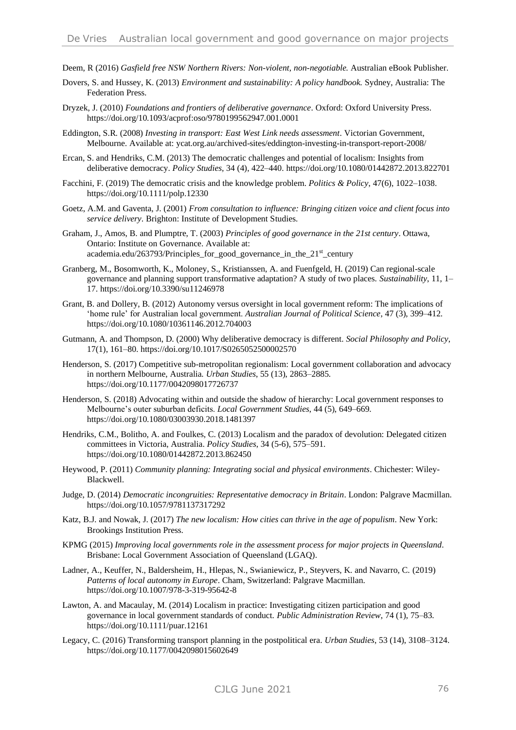Deem, R (2016) *Gasfield free NSW Northern Rivers: Non-violent, non-negotiable.* Australian eBook Publisher.

Dovers, S. and Hussey, K. (2013) *Environment and sustainability: A policy handbook.* Sydney, Australia: The Federation Press.

Dryzek, J. (2010) *Foundations and frontiers of deliberative governance*. Oxford: Oxford University Press. https://doi.org/10.1093/acprof:oso/9780199562947.001.0001

Eddington, S.R. (2008) *Investing in transport: East West Link needs assessment*. Victorian Government, Melbourne. Available at: ycat.org.au/archived-sites/eddington-investing-in-transport-report-2008/

Ercan, S. and Hendriks, C.M. (2013) The democratic challenges and potential of localism: Insights from deliberative democracy. *Policy Studies*, 34 (4), 422–440. https://doi.org/10.1080/01442872.2013.822701

Facchini, F. (2019) The democratic crisis and the knowledge problem. *Politics & Policy*, 47(6), 1022–1038. https://doi.org/10.1111/polp.12330

Goetz, A.M. and Gaventa, J. (2001) *From consultation to influence: Bringing citizen voice and client focus into service delivery*. Brighton: Institute of Development Studies.

Graham, J., Amos, B. and Plumptre, T. (2003) *Principles of good governance in the 21st century*. Ottawa, Ontario: Institute on Governance. Available at: academia.edu/263793/Principles_for_good_governance_in_the_21st_century

Granberg, M., Bosomworth, K., Moloney, S., Kristianssen, A. and Fuenfgeld, H. (2019) Can regional-scale governance and planning support transformative adaptation? A study of two places. *Sustainability*, 11, 1–17. https://doi.org/10.3390/su11246978

Grant, B. and Dollery, B. (2012) Autonomy versus oversight in local government reform: The implications of 'home rule' for Australian local government. *Australian Journal of Political Science*, 47 (3), 399–412. https://doi.org/10.1080/10361146.2012.704003

Gutmann, A. and Thompson, D. (2000) Why deliberative democracy is different. *Social Philosophy and Policy*, 17(1), 161–80. https://doi.org/10.1017/S0265052500002570

Henderson, S. (2017) Competitive sub-metropolitan regionalism: Local government collaboration and advocacy in northern Melbourne, Australia. *Urban Studies*, 55 (13), 2863–2885. https://doi.org/10.1177/0042098017726737

Henderson, S. (2018) Advocating within and outside the shadow of hierarchy: Local government responses to Melbourne's outer suburban deficits. *Local Government Studies*, 44 (5), 649–669. https://doi.org/10.1080/03003930.2018.1481397

Hendriks, C.M., Bolitho, A. and Foulkes, C. (2013) Localism and the paradox of devolution: Delegated citizen committees in Victoria, Australia. *Policy Studies*, 34 (5-6), 575–591. https://doi.org/10.1080/01442872.2013.862450

Heywood, P. (2011) *Community planning: Integrating social and physical environments*. Chichester: Wiley-Blackwell.

Judge, D. (2014) *Democratic incongruities: Representative democracy in Britain*. London: Palgrave Macmillan. https://doi.org/10.1057/9781137317292

Katz, B.J. and Nowak, J. (2017) *The new localism: How cities can thrive in the age of populism*. New York: Brookings Institution Press.

KPMG (2015) *Improving local governments role in the assessment process for major projects in Queensland*. Brisbane: Local Government Association of Queensland (LGAQ).

Ladner, A., Keuffer, N., Baldersheim, H., Hlepas, N., Swianiewicz, P., Steyvers, K. and Navarro, C. (2019) *Patterns of local autonomy in Europe*. Cham, Switzerland: Palgrave Macmillan. https://doi.org/10.1007/978-3-319-95642-8

Lawton, A. and Macaulay, M. (2014) Localism in practice: Investigating citizen participation and good governance in local government standards of conduct. *Public Administration Review*, 74 (1), 75–83. https://doi.org/10.1111/puar.12161

Legacy, C. (2016) Transforming transport planning in the postpolitical era. *Urban Studies*, 53 (14), 3108–3124. https://doi.org/10.1177/0042098015602649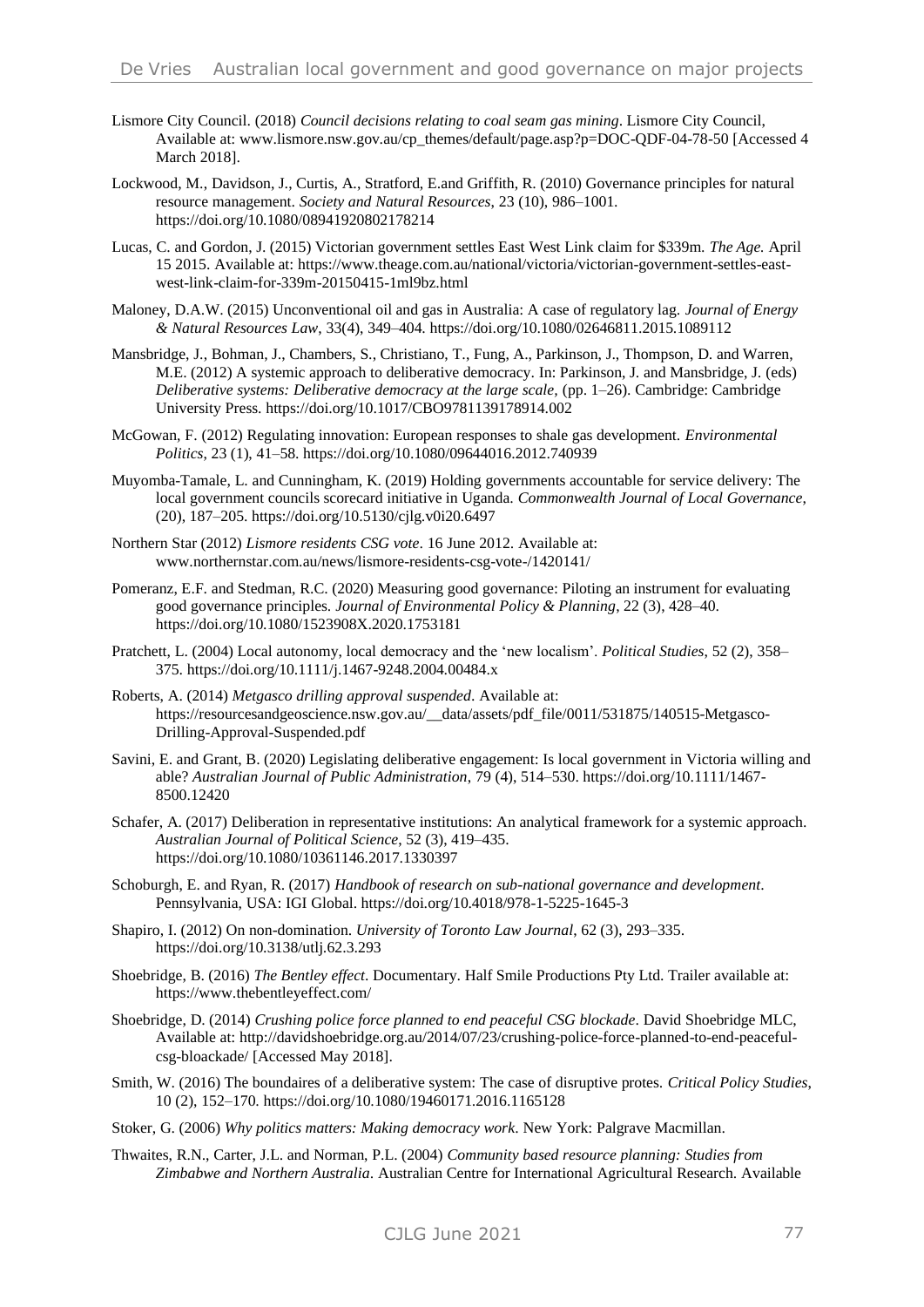Lismore City Council. (2018) *Council decisions relating to coal seam gas mining*. Lismore City Council, Available at: www.lismore.nsw.gov.au/cp_themes/default/page.asp?p=DOC-QDF-04-78-50 [Accessed 4 March 2018].

Lockwood, M., Davidson, J., Curtis, A., Stratford, E.and Griffith, R. (2010) Governance principles for natural resource management. *Society and Natural Resources*, 23 (10), 986–1001. https://doi.org/10.1080/08941920802178214

Lucas, C. and Gordon, J. (2015) Victorian government settles East West Link claim for $339m. *The Age.* April 15 2015. Available at: https://www.theage.com.au/national/victoria/victorian-government-settles-east-west-link-claim-for-339m-20150415-1ml9bz.html

Maloney, D.A.W. (2015) Unconventional oil and gas in Australia: A case of regulatory lag. *Journal of Energy & Natural Resources Law*, 33(4), 349–404. https://doi.org/10.1080/02646811.2015.1089112

Mansbridge, J., Bohman, J., Chambers, S., Christiano, T., Fung, A., Parkinson, J., Thompson, D. and Warren, M.E. (2012) A systemic approach to deliberative democracy. In: Parkinson, J. and Mansbridge, J. (eds) *Deliberative systems: Deliberative democracy at the large scale,* (pp. 1–26). Cambridge: Cambridge University Press. https://doi.org/10.1017/CBO9781139178914.002

McGowan, F. (2012) Regulating innovation: European responses to shale gas development. *Environmental Politics*, 23 (1), 41–58. https://doi.org/10.1080/09644016.2012.740939

Muyomba-Tamale, L. and Cunningham, K. (2019) Holding governments accountable for service delivery: The local government councils scorecard initiative in Uganda. *Commonwealth Journal of Local Governance*, (20), 187–205. https://doi.org/10.5130/cjlg.v0i20.6497

Northern Star (2012) *Lismore residents CSG vote*. 16 June 2012. Available at: www.northernstar.com.au/news/lismore-residents-csg-vote-/1420141/

Pomeranz, E.F. and Stedman, R.C. (2020) Measuring good governance: Piloting an instrument for evaluating good governance principles. *Journal of Environmental Policy & Planning*, 22 (3), 428–40. https://doi.org/10.1080/1523908X.2020.1753181

Pratchett, L. (2004) Local autonomy, local democracy and the 'new localism'. *Political Studies*, 52 (2), 358–375. https://doi.org/10.1111/j.1467-9248.2004.00484.x

Roberts, A. (2014) *Metgasco drilling approval suspended*. Available at: https://resourcesandgeoscience.nsw.gov.au/__data/assets/pdf_file/0011/531875/140515-Metgasco-Drilling-Approval-Suspended.pdf

Savini, E. and Grant, B. (2020) Legislating deliberative engagement: Is local government in Victoria willing and able? *Australian Journal of Public Administration*, 79 (4), 514–530. https://doi.org/10.1111/1467-8500.12420

Schafer, A. (2017) Deliberation in representative institutions: An analytical framework for a systemic approach. *Australian Journal of Political Science*, 52 (3), 419–435. https://doi.org/10.1080/10361146.2017.1330397

Schoburgh, E. and Ryan, R. (2017) *Handbook of research on sub-national governance and development*. Pennsylvania, USA: IGI Global. https://doi.org/10.4018/978-1-5225-1645-3

Shapiro, I. (2012) On non-domination. *University of Toronto Law Journal*, 62 (3), 293–335. https://doi.org/10.3138/utlj.62.3.293

Shoebridge, B. (2016) *The Bentley effect*. Documentary. Half Smile Productions Pty Ltd. Trailer available at: https://www.thebentleyeffect.com/

Shoebridge, D. (2014) *Crushing police force planned to end peaceful CSG blockade*. David Shoebridge MLC, Available at: http://davidshoebridge.org.au/2014/07/23/crushing-police-force-planned-to-end-peaceful-csg-bloackade/ [Accessed May 2018].

Smith, W. (2016) The boundaires of a deliberative system: The case of disruptive protes. *Critical Policy Studies*, 10 (2), 152–170. https://doi.org/10.1080/19460171.2016.1165128

Stoker, G. (2006) *Why politics matters: Making democracy work*. New York: Palgrave Macmillan.

Thwaites, R.N., Carter, J.L. and Norman, P.L. (2004) *Community based resource planning: Studies from Zimbabwe and Northern Australia*. Australian Centre for International Agricultural Research. Available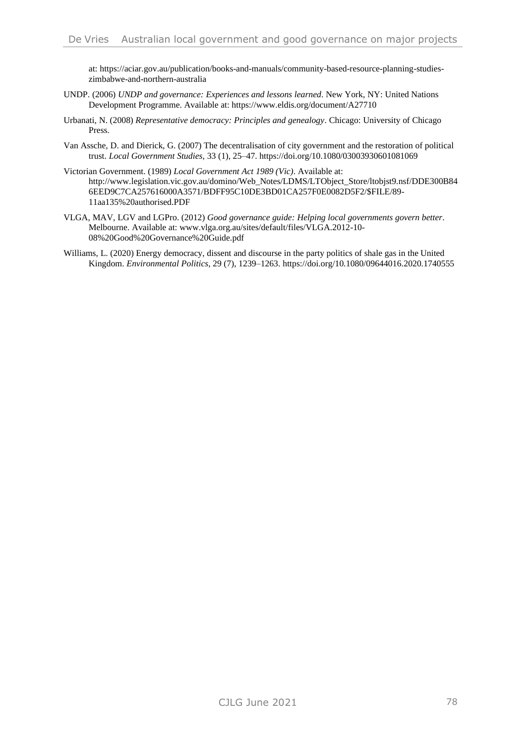at: https://aciar.gov.au/publication/books-and-manuals/community-based-resource-planning-studies-zimbabwe-and-northern-australia

UNDP. (2006) *UNDP and governance: Experiences and lessons learned*. New York, NY: United Nations Development Programme. Available at: https://www.eldis.org/document/A27710

Urbanati, N. (2008) *Representative democracy: Principles and genealogy*. Chicago: University of Chicago Press.

Van Assche, D. and Dierick, G. (2007) The decentralisation of city government and the restoration of political trust. *Local Government Studies*, 33 (1), 25–47. https://doi.org/10.1080/03003930601081069

Victorian Government. (1989) *Local Government Act 1989 (Vic)*. Available at: http://www.legislation.vic.gov.au/domino/Web_Notes/LDMS/LTObject_Store/ltobjst9.nsf/DDE300B846EED9C7CA257616000A3571/BDFF95C10DE3BD01CA257F0E0082D5F2/$FILE/89-11aa135%20authorised.PDF

VLGA, MAV, LGV and LGPro. (2012) *Good governance guide: Helping local governments govern better*. Melbourne. Available at: www.vlga.org.au/sites/default/files/VLGA.2012-10-08%20Good%20Governance%20Guide.pdf

Williams, L. (2020) Energy democracy, dissent and discourse in the party politics of shale gas in the United Kingdom. *Environmental Politics*, 29 (7), 1239–1263. https://doi.org/10.1080/09644016.2020.1740555